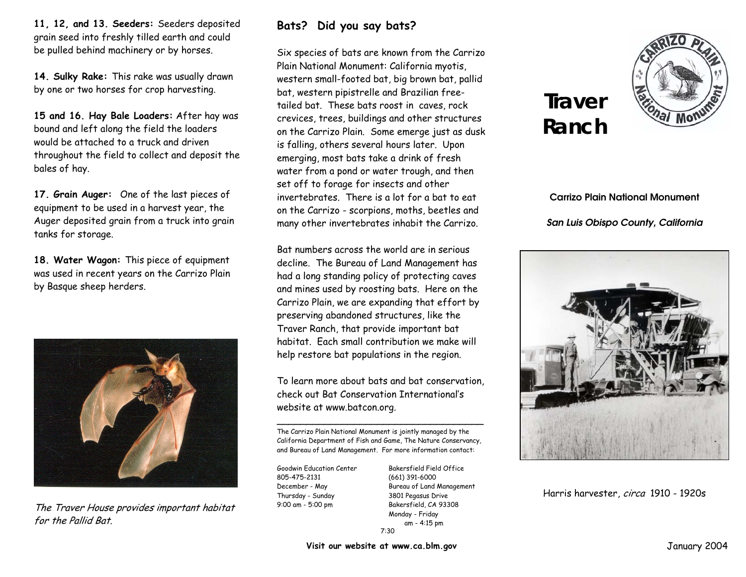**11, 12, and 13. Seeders:** Seeders deposited grain seed into freshly tilled earth and could be pulled behind machinery or by horses.

**14. Sulky Rake:** This rake was usually drawn by one or two horses for crop harvesting.

**15 and 16. Hay Bale Loaders:** After hay was bound and left along the field the loaders would be attached to a truck and driven throughout the field to collect and deposit the bales of hay.

**17. Grain Auger:** One of the last pieces of equipment to be used in a harvest year, the Auger deposited grain from a truck into grain tanks for storage.

**18. Water Wagon:** This piece of equipment was used in recent years on the Carrizo Plain by Basque sheep herders.

*The Traver House provides important habitat for the Pallid Bat.*

## Bats? Did you say bats?

Six species of bats are known from the Carrizo Plain National Monument: California myotis, western small-footed bat, big brown bat, pallid bat, western pipistrelle and Brazilian free-tailed bat. These bats roost in caves, rock crevices, trees, buildings and other structures on the Carrizo Plain. Some emerge just as dusk is falling, others several hours later. Upon emerging, most bats take a drink of fresh water from a pond or water trough, and then set off to forage for insects and other invertebrates. There is a lot for a bat to eat on the Carrizo - scorpions, moths, beetles and many other invertebrates inhabit the Carrizo.

Bat numbers across the world are in serious decline. The Bureau of Land Management has had a long standing policy of protecting caves and mines used by roosting bats. Here on the Carrizo Plain, we are expanding that effort by preserving abandoned structures, like the Traver Ranch, that provide important bat habitat. Each small contribution we make will help restore bat populations in the region.

To learn more about bats and bat conservation, check out Bat Conservation International's website at www.batcon.org.

---

The Carrizo Plain National Monument is jointly managed by the California Department of Fish and Game, The Nature Conservancy, and Bureau of Land Management. For more information contact:

Goodwin Education Center
805-475-2131
December - May
Thursday - Sunday
9:00 am - 5:00 pm

Bakersfield Field Office
(661) 391-6000
Bureau of Land Management
3801 Pegasus Drive
Bakersfield, CA 93308
Monday - Friday
7:30 am - 4:15 pm

**Visit our website at www.ca.blm.gov**

# Traver Ranch

**Carrizo Plain National Monument**

***San Luis Obispo County, California***

Harris harvester, *circa* 1910 - 1920s

January 2004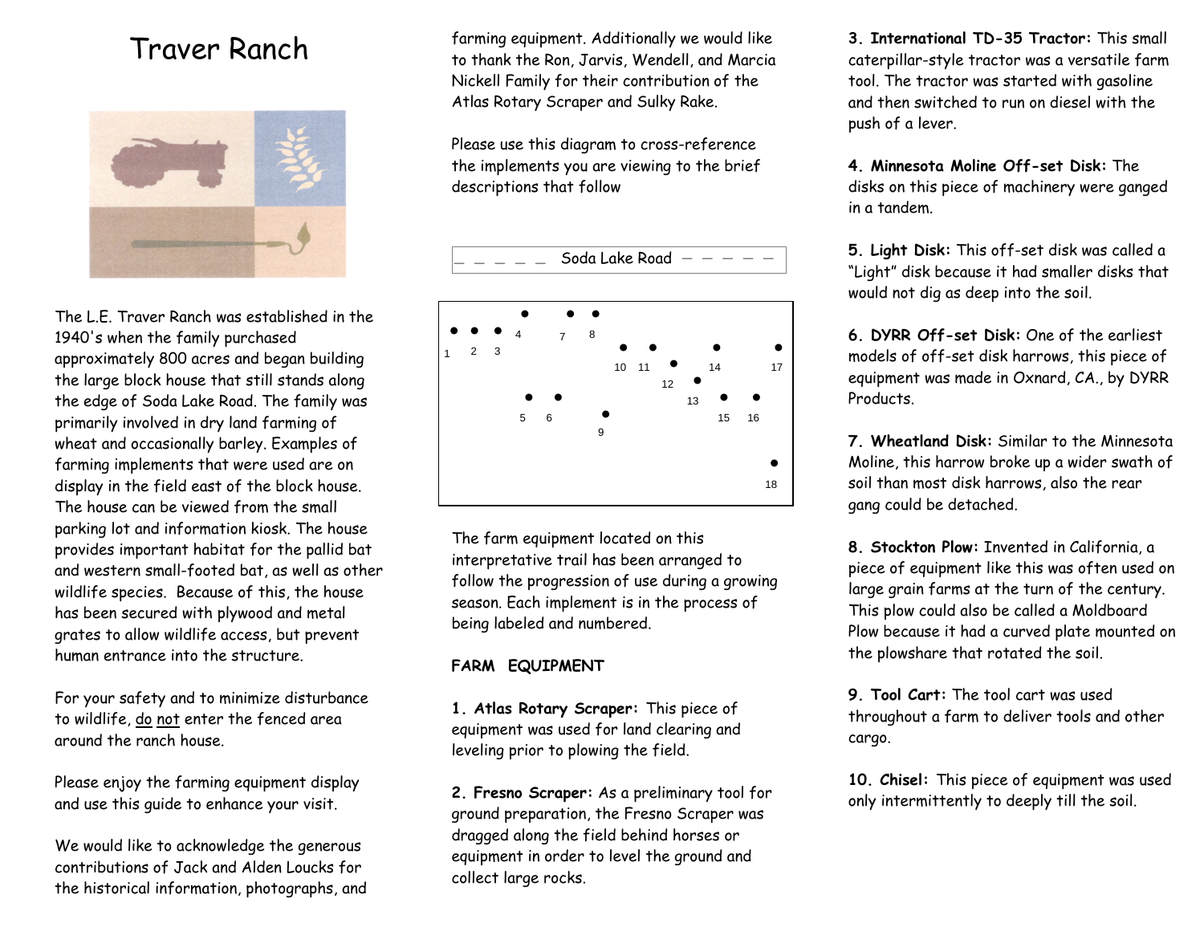# Traver Ranch

The L.E. Traver Ranch was established in the 1940's when the family purchased approximately 800 acres and began building the large block house that still stands along the edge of Soda Lake Road. The family was primarily involved in dry land farming of wheat and occasionally barley. Examples of farming implements that were used are on display in the field east of the block house. The house can be viewed from the small parking lot and information kiosk. The house provides important habitat for the pallid bat and western small-footed bat, as well as other wildlife species. Because of this, the house has been secured with plywood and metal grates to allow wildlife access, but prevent human entrance into the structure.

For your safety and to minimize disturbance to wildlife, do not enter the fenced area around the ranch house.

Please enjoy the farming equipment display and use this guide to enhance your visit.

We would like to acknowledge the generous contributions of Jack and Alden Loucks for the historical information, photographs, and farming equipment. Additionally we would like to thank the Ron, Jarvis, Wendell, and Marcia Nickell Family for their contribution of the Atlas Rotary Scraper and Sulky Rake.

Please use this diagram to cross-reference the implements you are viewing to the brief descriptions that follow

Soda Lake Road

1 2 3 4 5 6 7 8 9 10 11 12 13 14 15 16 17 18

The farm equipment located on this interpretative trail has been arranged to follow the progression of use during a growing season. Each implement is in the process of being labeled and numbered.

## FARM EQUIPMENT

**1. Atlas Rotary Scraper:** This piece of equipment was used for land clearing and leveling prior to plowing the field.

**2. Fresno Scraper:** As a preliminary tool for ground preparation, the Fresno Scraper was dragged along the field behind horses or equipment in order to level the ground and collect large rocks.

**3. International TD-35 Tractor:** This small caterpillar-style tractor was a versatile farm tool. The tractor was started with gasoline and then switched to run on diesel with the push of a lever.

**4. Minnesota Moline Off-set Disk:** The disks on this piece of machinery were ganged in a tandem.

**5. Light Disk:** This off-set disk was called a "Light" disk because it had smaller disks that would not dig as deep into the soil.

**6. DYRR Off-set Disk:** One of the earliest models of off-set disk harrows, this piece of equipment was made in Oxnard, CA., by DYRR Products.

**7. Wheatland Disk:** Similar to the Minnesota Moline, this harrow broke up a wider swath of soil than most disk harrows, also the rear gang could be detached.

**8. Stockton Plow:** Invented in California, a piece of equipment like this was often used on large grain farms at the turn of the century. This plow could also be called a Moldboard Plow because it had a curved plate mounted on the plowshare that rotated the soil.

**9. Tool Cart:** The tool cart was used throughout a farm to deliver tools and other cargo.

**10. Chisel:** This piece of equipment was used only intermittently to deeply till the soil.